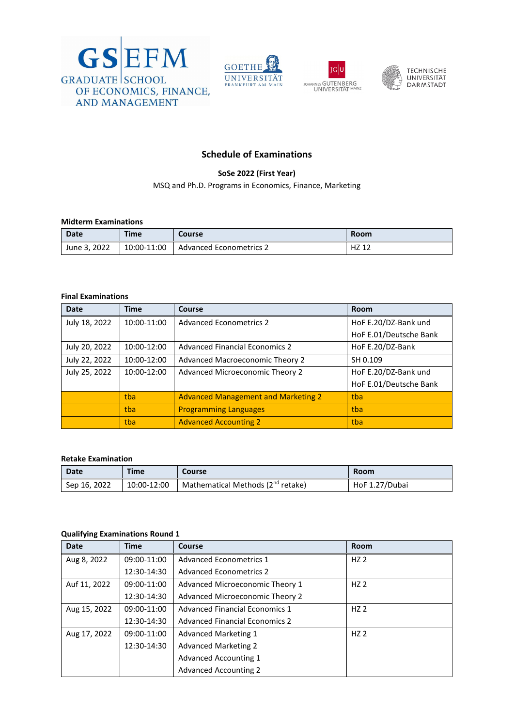# Schedule of Examinations

**SoSe 2022 (First Year)**

MSQ and Ph.D. Programs in Economics, Finance, Marketing

**Midterm Examinations**

| Date | Time | Course | Room |
|---|---|---|---|
| June 3, 2022 | 10:00-11:00 | Advanced Econometrics 2 | HZ 12 |

**Final Examinations**

| Date | Time | Course | Room |
|---|---|---|---|
| July 18, 2022 | 10:00-11:00 | Advanced Econometrics 2 | HoF E.20/DZ-Bank und HoF E.01/Deutsche Bank |
| July 20, 2022 | 10:00-12:00 | Advanced Financial Economics 2 | HoF E.20/DZ-Bank |
| July 22, 2022 | 10:00-12:00 | Advanced Macroeconomic Theory 2 | SH 0.109 |
| July 25, 2022 | 10:00-12:00 | Advanced Microeconomic Theory 2 | HoF E.20/DZ-Bank und HoF E.01/Deutsche Bank |
| | tba | Advanced Management and Marketing 2 | tba |
| | tba | Programming Languages | tba |
| | tba | Advanced Accounting 2 | tba |

**Retake Examination**

| Date | Time | Course | Room |
|---|---|---|---|
| Sep 16, 2022 | 10:00-12:00 | Mathematical Methods (2nd retake) | HoF 1.27/Dubai |

**Qualifying Examinations Round 1**

| Date | Time | Course | Room |
|---|---|---|---|
| Aug 8, 2022 | 09:00-11:00 | Advanced Econometrics 1 | HZ 2 |
| | 12:30-14:30 | Advanced Econometrics 2 | |
| Auf 11, 2022 | 09:00-11:00 | Advanced Microeconomic Theory 1 | HZ 2 |
| | 12:30-14:30 | Advanced Microeconomic Theory 2 | |
| Aug 15, 2022 | 09:00-11:00 | Advanced Financial Economics 1 | HZ 2 |
| | 12:30-14:30 | Advanced Financial Economics 2 | |
| Aug 17, 2022 | 09:00-11:00 | Advanced Marketing 1 | HZ 2 |
| | 12:30-14:30 | Advanced Marketing 2 | |
| | | Advanced Accounting 1 | |
| | | Advanced Accounting 2 | |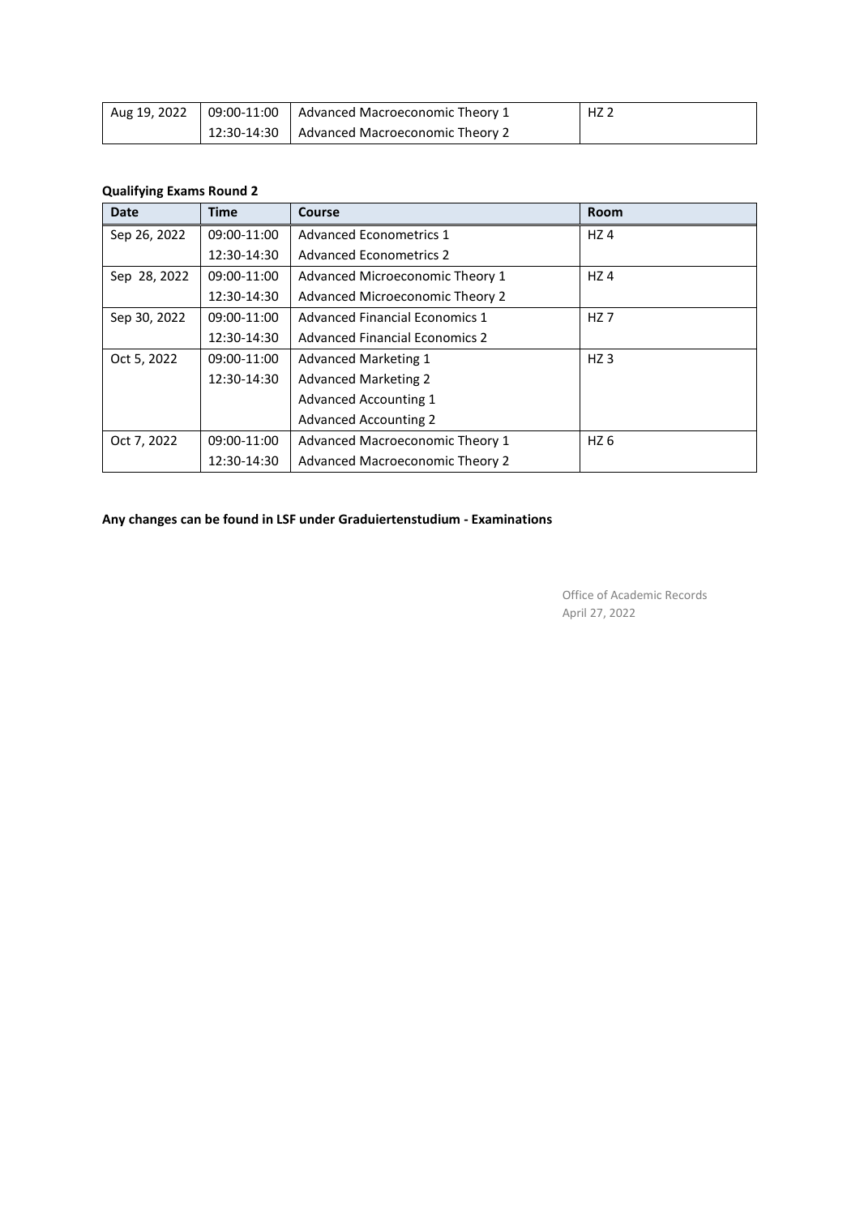| | | | |
|---|---|---|---|
| Aug 19, 2022 | 09:00-11:00 | Advanced Macroeconomic Theory 1 | HZ 2 |
| | 12:30-14:30 | Advanced Macroeconomic Theory 2 | |

**Qualifying Exams Round 2**

| Date | Time | Course | Room |
|---|---|---|---|
| Sep 26, 2022 | 09:00-11:00 | Advanced Econometrics 1 | HZ 4 |
| | 12:30-14:30 | Advanced Econometrics 2 | |
| Sep 28, 2022 | 09:00-11:00 | Advanced Microeconomic Theory 1 | HZ 4 |
| | 12:30-14:30 | Advanced Microeconomic Theory 2 | |
| Sep 30, 2022 | 09:00-11:00 | Advanced Financial Economics 1 | HZ 7 |
| | 12:30-14:30 | Advanced Financial Economics 2 | |
| Oct 5, 2022 | 09:00-11:00 | Advanced Marketing 1 | HZ 3 |
| | 12:30-14:30 | Advanced Marketing 2 | |
| | | Advanced Accounting 1 | |
| | | Advanced Accounting 2 | |
| Oct 7, 2022 | 09:00-11:00 | Advanced Macroeconomic Theory 1 | HZ 6 |
| | 12:30-14:30 | Advanced Macroeconomic Theory 2 | |

**Any changes can be found in LSF under Graduiertenstudium - Examinations**

Office of Academic Records
April 27, 2022